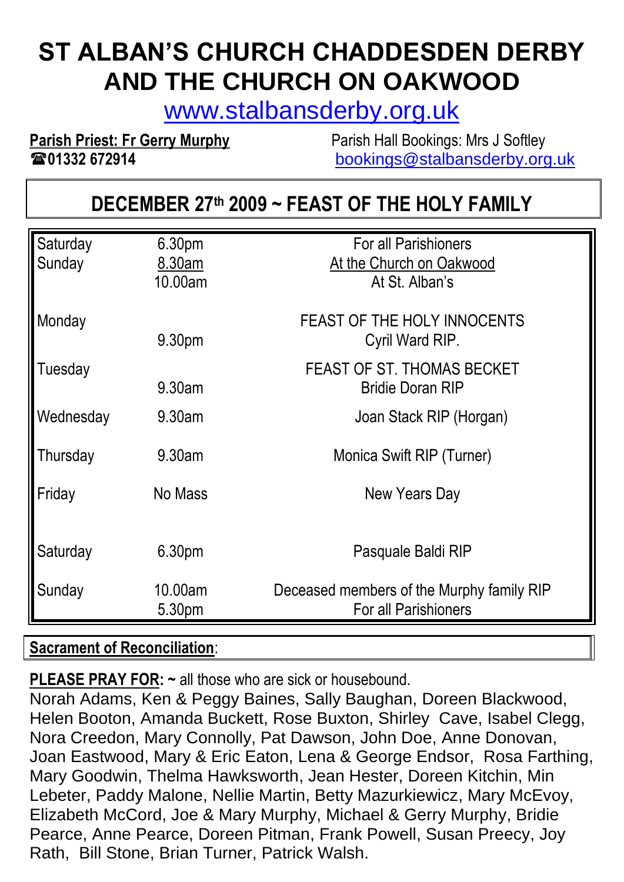# ST ALBAN'S CHURCH CHADDESDEN DERBY AND THE CHURCH ON OAKWOOD

www.stalbansderby.org.uk

**Parish Priest: Fr Gerry Murphy**
☎01332 672914

Parish Hall Bookings: Mrs J Softley
bookings@stalbansderby.org.uk

## DECEMBER 27th 2009 ~ FEAST OF THE HOLY FAMILY

| | | |
|---|---|---|
| Saturday | 6.30pm | For all Parishioners |
| Sunday | 8.30am | At the Church on Oakwood |
| | 10.00am | At St. Alban's |
| Monday | | FEAST OF THE HOLY INNOCENTS |
| | 9.30pm | Cyril Ward RIP. |
| Tuesday | | FEAST OF ST. THOMAS BECKET |
| | 9.30am | Bridie Doran RIP |
| Wednesday | 9.30am | Joan Stack RIP (Horgan) |
| Thursday | 9.30am | Monica Swift RIP (Turner) |
| Friday | No Mass | New Years Day |
| Saturday | 6.30pm | Pasquale Baldi RIP |
| Sunday | 10.00am | Deceased members of the Murphy family RIP |
| | 5.30pm | For all Parishioners |

**Sacrament of Reconciliation**:

**PLEASE PRAY FOR: ~** all those who are sick or housebound.

Norah Adams, Ken & Peggy Baines, Sally Baughan, Doreen Blackwood, Helen Booton, Amanda Buckett, Rose Buxton, Shirley Cave, Isabel Clegg, Nora Creedon, Mary Connolly, Pat Dawson, John Doe, Anne Donovan, Joan Eastwood, Mary & Eric Eaton, Lena & George Endsor, Rosa Farthing, Mary Goodwin, Thelma Hawksworth, Jean Hester, Doreen Kitchin, Min Lebeter, Paddy Malone, Nellie Martin, Betty Mazurkiewicz, Mary McEvoy, Elizabeth McCord, Joe & Mary Murphy, Michael & Gerry Murphy, Bridie Pearce, Anne Pearce, Doreen Pitman, Frank Powell, Susan Preecy, Joy Rath, Bill Stone, Brian Turner, Patrick Walsh.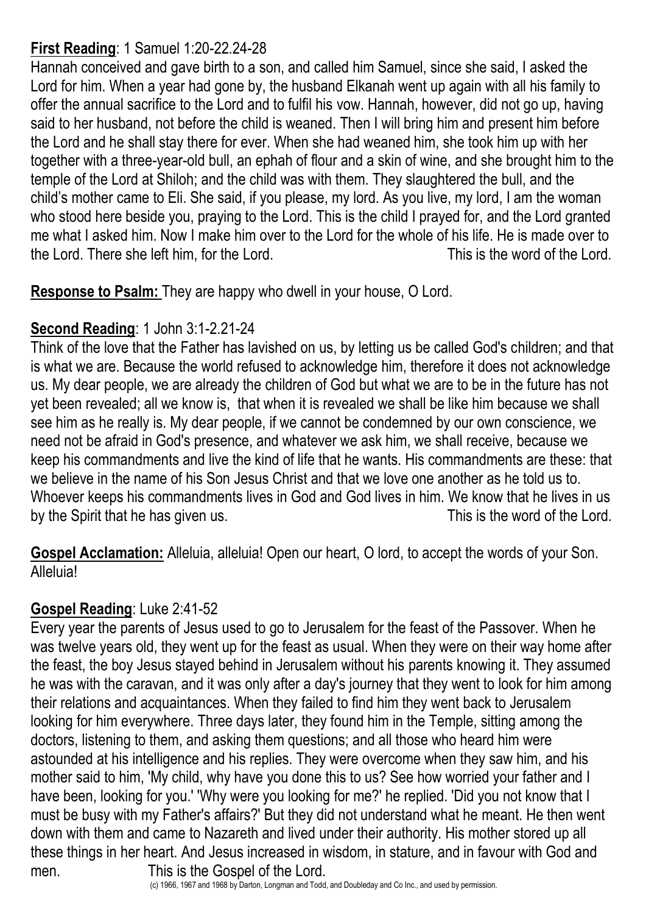**First Reading**: 1 Samuel 1:20-22.24-28

Hannah conceived and gave birth to a son, and called him Samuel, since she said, I asked the Lord for him. When a year had gone by, the husband Elkanah went up again with all his family to offer the annual sacrifice to the Lord and to fulfil his vow. Hannah, however, did not go up, having said to her husband, not before the child is weaned. Then I will bring him and present him before the Lord and he shall stay there for ever. When she had weaned him, she took him up with her together with a three-year-old bull, an ephah of flour and a skin of wine, and she brought him to the temple of the Lord at Shiloh; and the child was with them. They slaughtered the bull, and the child's mother came to Eli. She said, if you please, my lord. As you live, my lord, I am the woman who stood here beside you, praying to the Lord. This is the child I prayed for, and the Lord granted me what I asked him. Now I make him over to the Lord for the whole of his life. He is made over to the Lord. There she left him, for the Lord. This is the word of the Lord.

**Response to Psalm:** They are happy who dwell in your house, O Lord.

**Second Reading**: 1 John 3:1-2.21-24

Think of the love that the Father has lavished on us, by letting us be called God's children; and that is what we are. Because the world refused to acknowledge him, therefore it does not acknowledge us. My dear people, we are already the children of God but what we are to be in the future has not yet been revealed; all we know is, that when it is revealed we shall be like him because we shall see him as he really is. My dear people, if we cannot be condemned by our own conscience, we need not be afraid in God's presence, and whatever we ask him, we shall receive, because we keep his commandments and live the kind of life that he wants. His commandments are these: that we believe in the name of his Son Jesus Christ and that we love one another as he told us to. Whoever keeps his commandments lives in God and God lives in him. We know that he lives in us by the Spirit that he has given us. This is the word of the Lord.

**Gospel Acclamation:** Alleluia, alleluia! Open our heart, O lord, to accept the words of your Son. Alleluia!

**Gospel Reading**: Luke 2:41-52

Every year the parents of Jesus used to go to Jerusalem for the feast of the Passover. When he was twelve years old, they went up for the feast as usual. When they were on their way home after the feast, the boy Jesus stayed behind in Jerusalem without his parents knowing it. They assumed he was with the caravan, and it was only after a day's journey that they went to look for him among their relations and acquaintances. When they failed to find him they went back to Jerusalem looking for him everywhere. Three days later, they found him in the Temple, sitting among the doctors, listening to them, and asking them questions; and all those who heard him were astounded at his intelligence and his replies. They were overcome when they saw him, and his mother said to him, 'My child, why have you done this to us? See how worried your father and I have been, looking for you.' 'Why were you looking for me?' he replied. 'Did you not know that I must be busy with my Father's affairs?' But they did not understand what he meant. He then went down with them and came to Nazareth and lived under their authority. His mother stored up all these things in her heart. And Jesus increased in wisdom, in stature, and in favour with God and men. This is the Gospel of the Lord.

(c) 1966, 1967 and 1968 by Darton, Longman and Todd, and Doubleday and Co Inc., and used by permission.